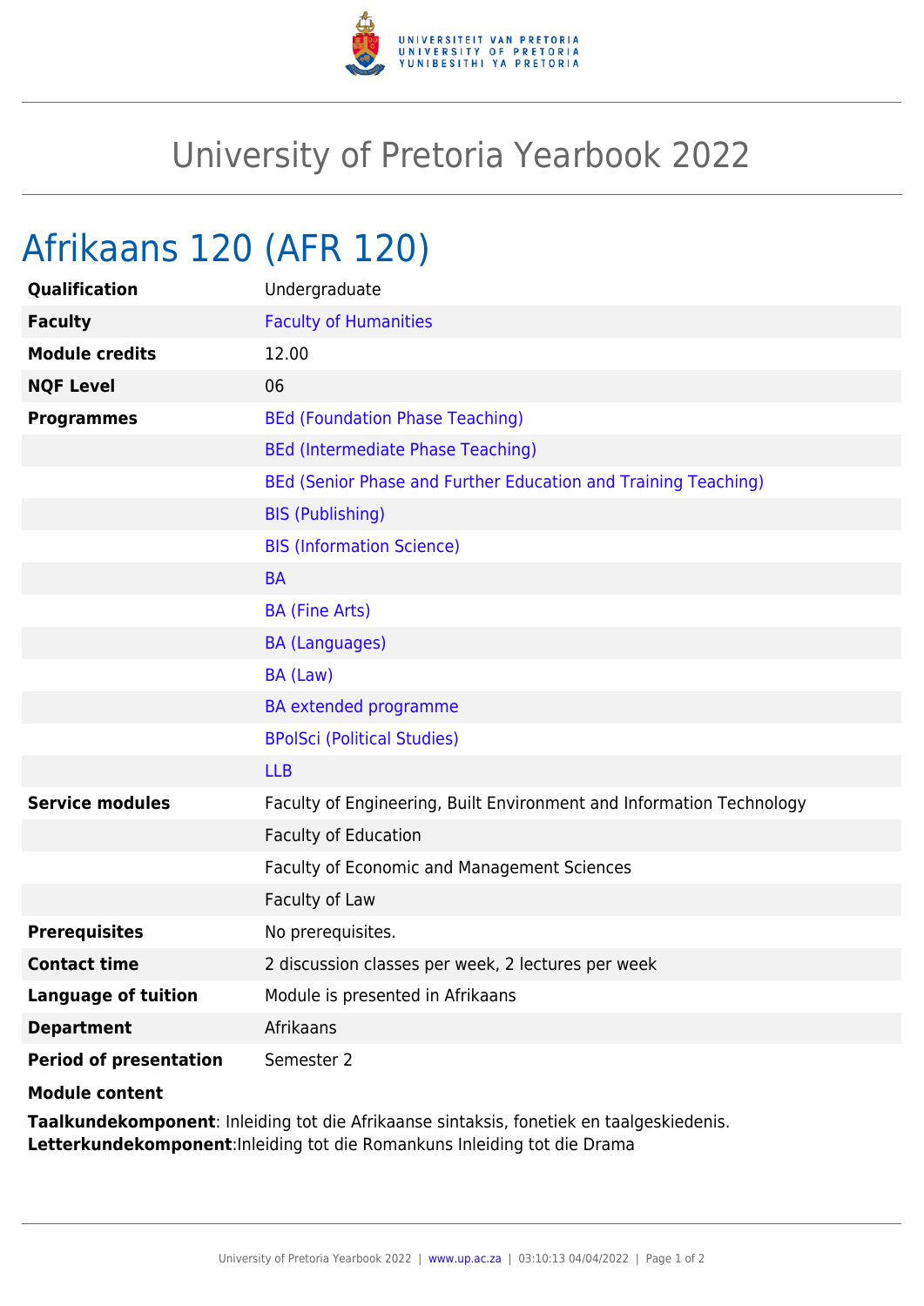# University of Pretoria Yearbook 2022

## Afrikaans 120 (AFR 120)

| | |
|---|---|
| **Qualification** | Undergraduate |
| **Faculty** | Faculty of Humanities |
| **Module credits** | 12.00 |
| **NQF Level** | 06 |
| **Programmes** | BEd (Foundation Phase Teaching) |
| | BEd (Intermediate Phase Teaching) |
| | BEd (Senior Phase and Further Education and Training Teaching) |
| | BIS (Publishing) |
| | BIS (Information Science) |
| | BA |
| | BA (Fine Arts) |
| | BA (Languages) |
| | BA (Law) |
| | BA extended programme |
| | BPolSci (Political Studies) |
| | LLB |
| **Service modules** | Faculty of Engineering, Built Environment and Information Technology |
| | Faculty of Education |
| | Faculty of Economic and Management Sciences |
| | Faculty of Law |
| **Prerequisites** | No prerequisites. |
| **Contact time** | 2 discussion classes per week, 2 lectures per week |
| **Language of tuition** | Module is presented in Afrikaans |
| **Department** | Afrikaans |
| **Period of presentation** | Semester 2 |

**Module content**

**Taalkundekomponent**: Inleiding tot die Afrikaanse sintaksis, fonetiek en taalgeskiedenis.
**Letterkundekomponent**:Inleiding tot die Romankuns Inleiding tot die Drama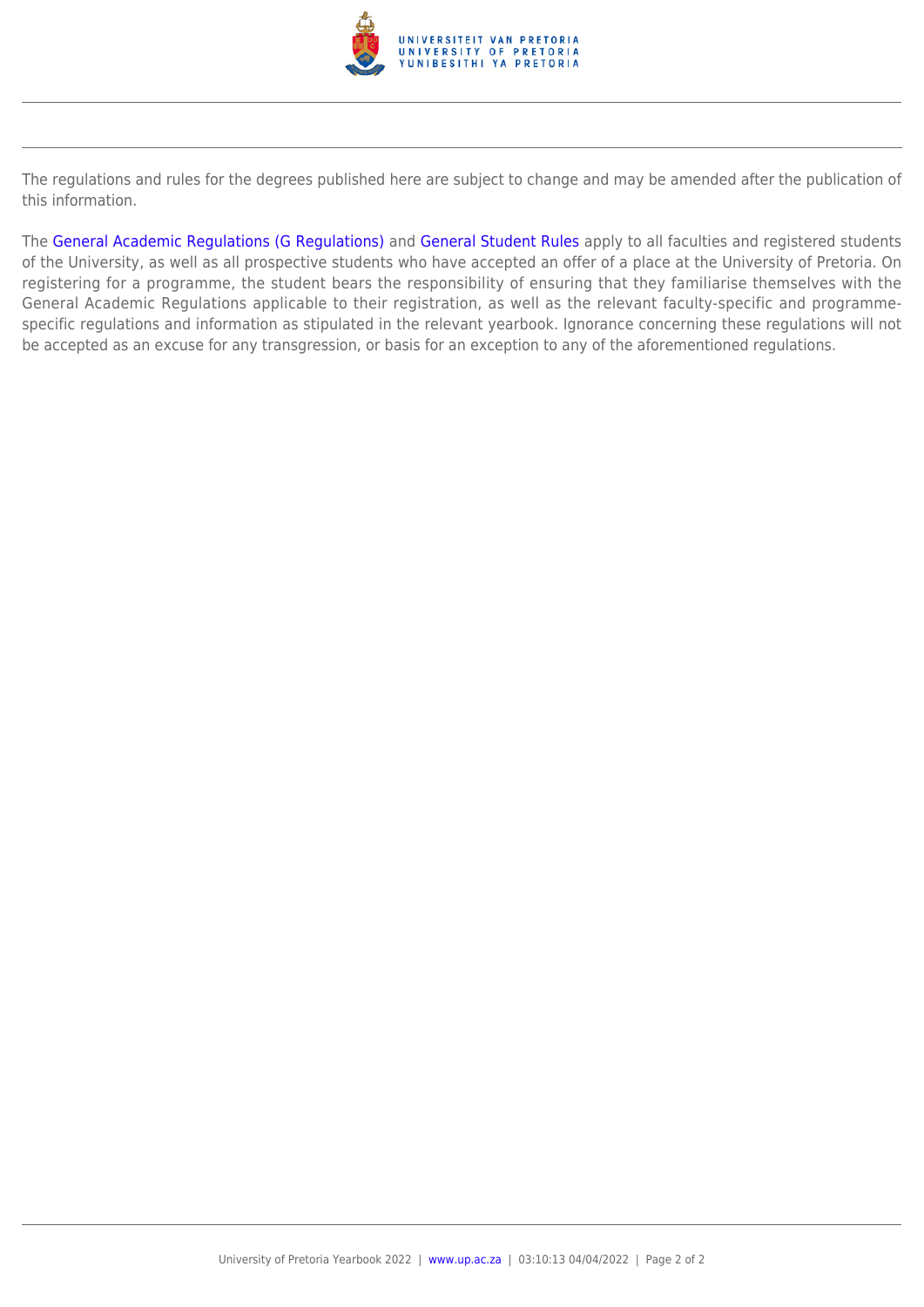The regulations and rules for the degrees published here are subject to change and may be amended after the publication of this information.

The General Academic Regulations (G Regulations) and General Student Rules apply to all faculties and registered students of the University, as well as all prospective students who have accepted an offer of a place at the University of Pretoria. On registering for a programme, the student bears the responsibility of ensuring that they familiarise themselves with the General Academic Regulations applicable to their registration, as well as the relevant faculty-specific and programme-specific regulations and information as stipulated in the relevant yearbook. Ignorance concerning these regulations will not be accepted as an excuse for any transgression, or basis for an exception to any of the aforementioned regulations.